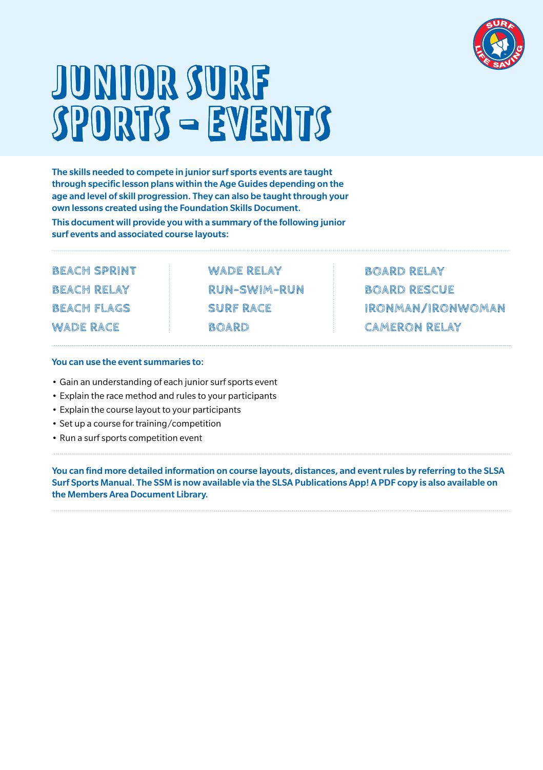# JUNIOR SURF SPORTS – EVENTS

**The skills needed to compete in junior surf sports events are taught through specific lesson plans within the Age Guides depending on the age and level of skill progression. They can also be taught through your own lessons created using the Foundation Skills Document.**

**This document will provide you with a summary of the following junior surf events and associated course layouts:**

- BEACH SPRINT
- BEACH RELAY
- BEACH FLAGS
- WADE RACE
- WADE RELAY
- RUN-SWIM-RUN
- SURF RACE
- BOARD
- BOARD RELAY
- BOARD RESCUE
- IRONMAN/IRONWOMAN
- CAMERON RELAY

**You can use the event summaries to:**

- Gain an understanding of each junior surf sports event
- Explain the race method and rules to your participants
- Explain the course layout to your participants
- Set up a course for training/competition
- Run a surf sports competition event

**You can find more detailed information on course layouts, distances, and event rules by referring to the SLSA Surf Sports Manual. The SSM is now available via the SLSA Publications App! A PDF copy is also available on the Members Area Document Library.**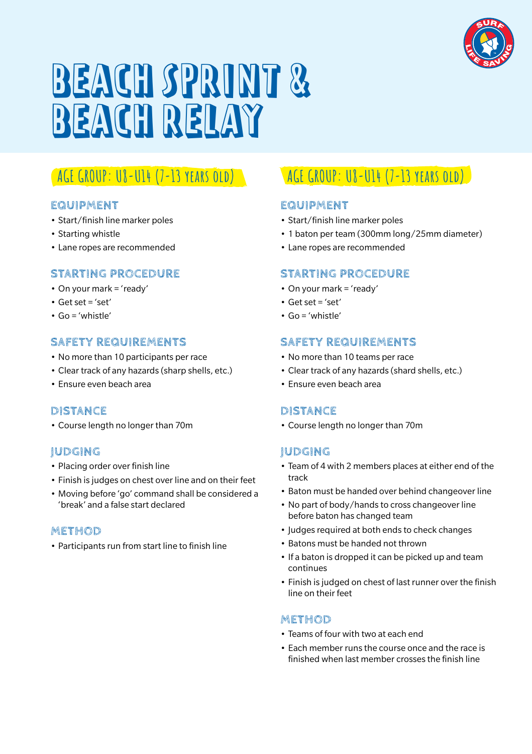# BEACH SPRINT & BEACH RELAY

## AGE GROUP: U8-U14 (7-13 YEARS OLD)

### EQUIPMENT

- Start/finish line marker poles
- Starting whistle
- Lane ropes are recommended

### STARTING PROCEDURE

- On your mark = 'ready'
- Get set = 'set'
- Go = 'whistle'

### SAFETY REQUIREMENTS

- No more than 10 participants per race
- Clear track of any hazards (sharp shells, etc.)
- Ensure even beach area

### DISTANCE

- Course length no longer than 70m

### JUDGING

- Placing order over finish line
- Finish is judges on chest over line and on their feet
- Moving before 'go' command shall be considered a 'break' and a false start declared

### METHOD

- Participants run from start line to finish line

## AGE GROUP: U8-U14 (7-13 YEARS OLD)

### EQUIPMENT

- Start/finish line marker poles
- 1 baton per team (300mm long/25mm diameter)
- Lane ropes are recommended

### STARTING PROCEDURE

- On your mark = 'ready'
- Get set = 'set'
- Go = 'whistle'

### SAFETY REQUIREMENTS

- No more than 10 teams per race
- Clear track of any hazards (shard shells, etc.)
- Ensure even beach area

### DISTANCE

- Course length no longer than 70m

### JUDGING

- Team of 4 with 2 members places at either end of the track
- Baton must be handed over behind changeover line
- No part of body/hands to cross changeover line before baton has changed team
- Judges required at both ends to check changes
- Batons must be handed not thrown
- If a baton is dropped it can be picked up and team continues
- Finish is judged on chest of last runner over the finish line on their feet

### METHOD

- Teams of four with two at each end
- Each member runs the course once and the race is finished when last member crosses the finish line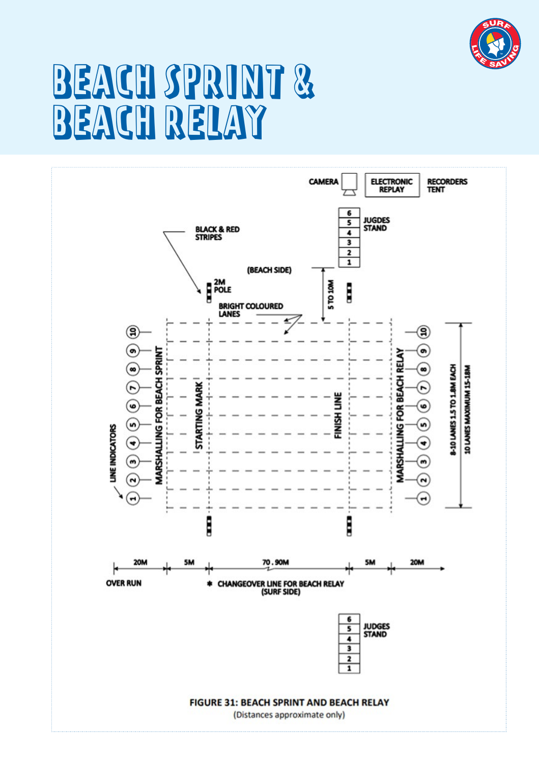# BEACH SPRINT & BEACH RELAY

CAMERA | ELECTRONIC REPLAY | RECORDERS TENT

JUGDES STAND

BLACK & RED STRIPES

(BEACH SIDE)

2M POLE

5 TO 10M

BRIGHT COLOURED LANES

LINE INDICATORS

MARSHALLING FOR BEACH SPRINT

STARTING MARK

FINISH LINE

MARSHALLING FOR BEACH RELAY

8-10 LANES 1.5 TO 1.8M EACH

10 LANES MAXIMUM 15-18M

20M | 5M | 70 . 90M | 5M | 20M

OVER RUN

* CHANGEOVER LINE FOR BEACH RELAY (SURF SIDE)

JUDGES STAND

**FIGURE 31: BEACH SPRINT AND BEACH RELAY**

(Distances approximate only)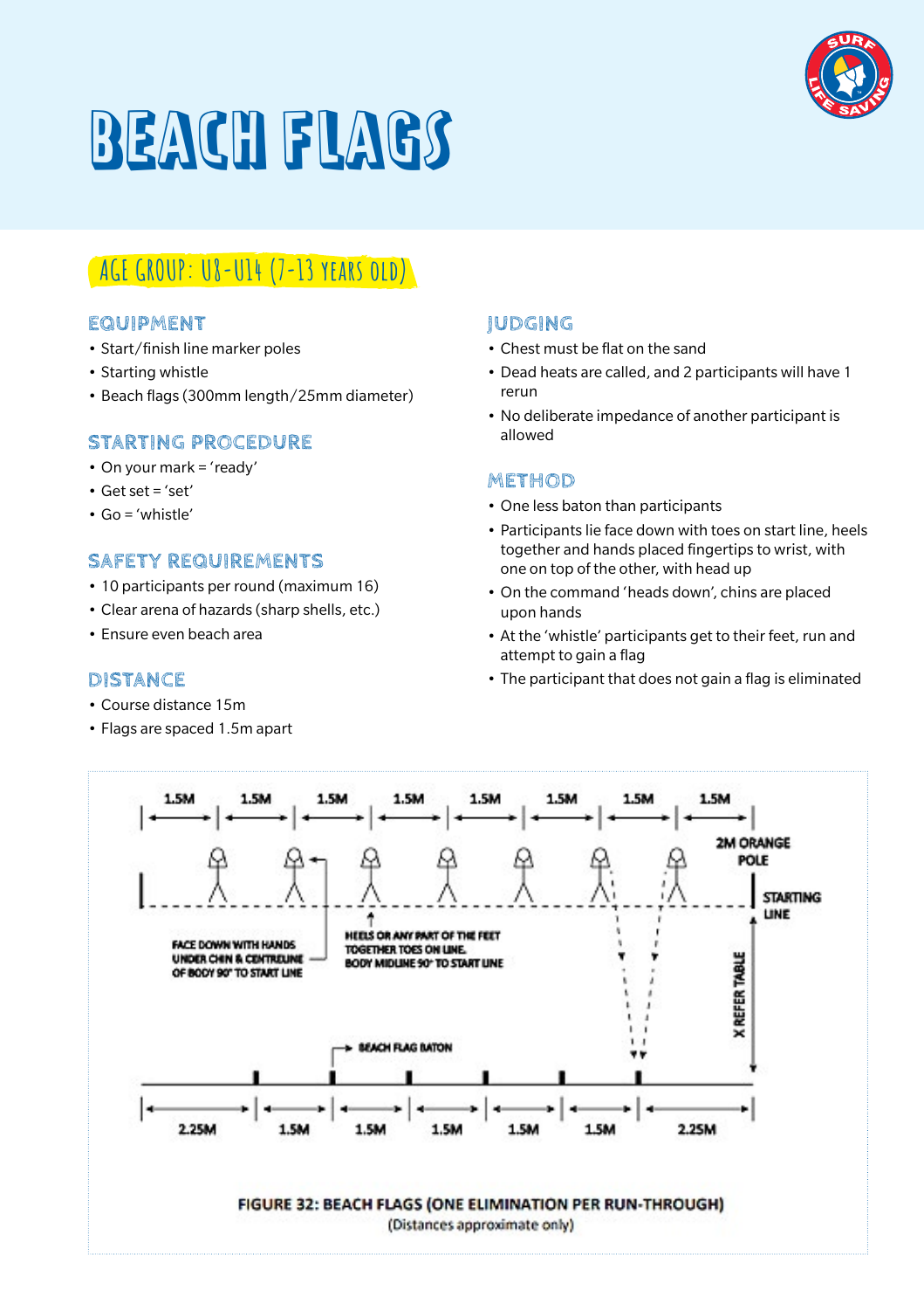# BEACH FLAGS

## AGE GROUP: U8-U14 (7-13 YEARS OLD)

### EQUIPMENT

- Start/finish line marker poles
- Starting whistle
- Beach flags (300mm length/25mm diameter)

### STARTING PROCEDURE

- On your mark = 'ready'
- Get set = 'set'
- Go = 'whistle'

### SAFETY REQUIREMENTS

- 10 participants per round (maximum 16)
- Clear arena of hazards (sharp shells, etc.)
- Ensure even beach area

### DISTANCE

- Course distance 15m
- Flags are spaced 1.5m apart

### JUDGING

- Chest must be flat on the sand
- Dead heats are called, and 2 participants will have 1 rerun
- No deliberate impedance of another participant is allowed

### METHOD

- One less baton than participants
- Participants lie face down with toes on start line, heels together and hands placed fingertips to wrist, with one on top of the other, with head up
- On the command 'heads down', chins are placed upon hands
- At the 'whistle' participants get to their feet, run and attempt to gain a flag
- The participant that does not gain a flag is eliminated

1.5M 1.5M 1.5M 1.5M 1.5M 1.5M 1.5M 1.5M

2M ORANGE POLE

STARTING LINE

FACE DOWN WITH HANDS UNDER CHIN & CENTRELINE OF BODY 90° TO START LINE

HEELS OR ANY PART OF THE FEET TOGETHER TOES ON LINE. BODY MIDLINE 90° TO START LINE

X REFER TABLE

BEACH FLAG BATON

2.25M 1.5M 1.5M 1.5M 1.5M 1.5M 2.25M

**FIGURE 32: BEACH FLAGS (ONE ELIMINATION PER RUN-THROUGH)**
(Distances approximate only)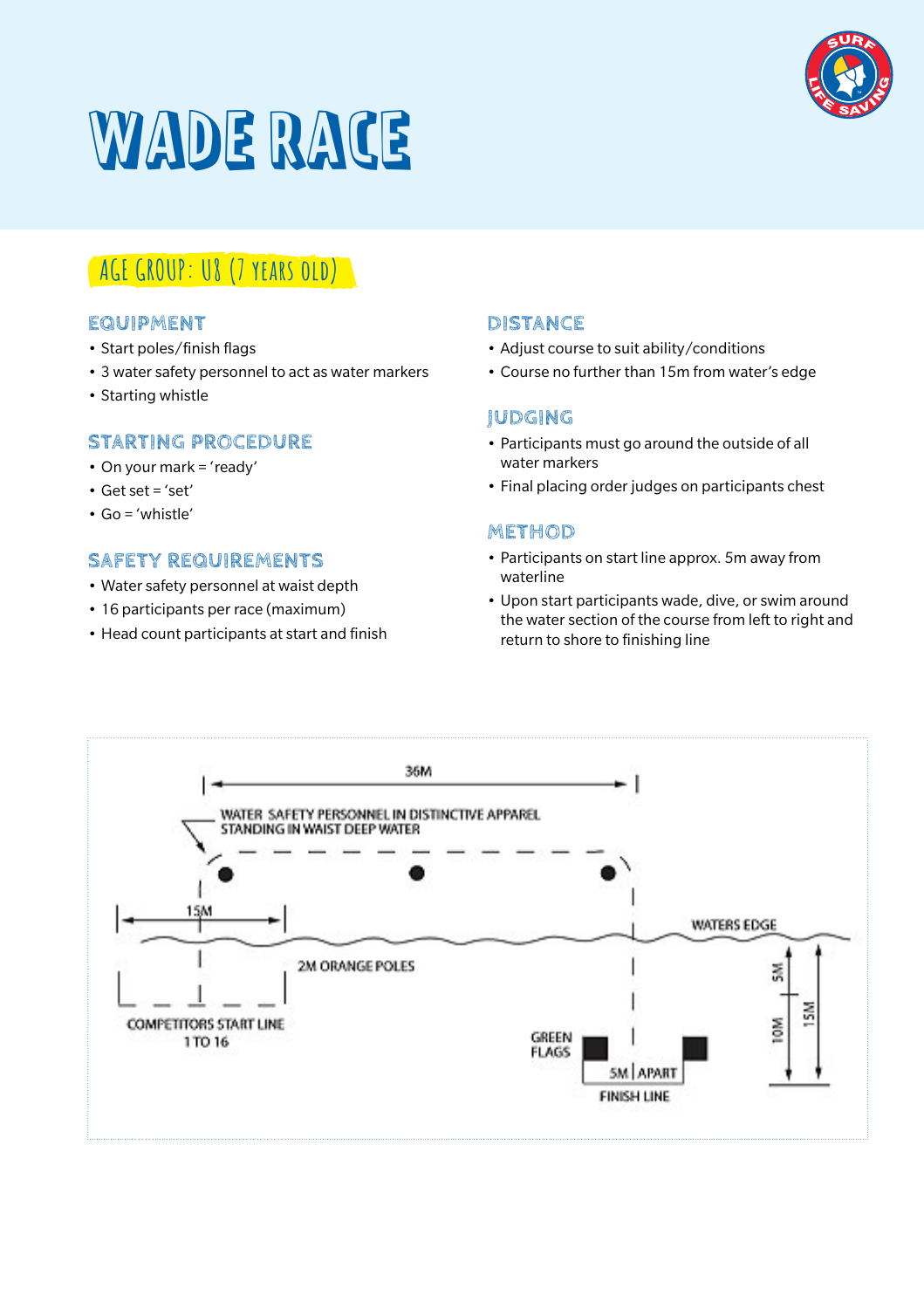# WADE RACE

## AGE GROUP: U8 (7 YEARS OLD)

### EQUIPMENT

- Start poles/finish flags
- 3 water safety personnel to act as water markers
- Starting whistle

### STARTING PROCEDURE

- On your mark = 'ready'
- Get set = 'set'
- Go = 'whistle'

### SAFETY REQUIREMENTS

- Water safety personnel at waist depth
- 16 participants per race (maximum)
- Head count participants at start and finish

### DISTANCE

- Adjust course to suit ability/conditions
- Course no further than 15m from water's edge

### JUDGING

- Participants must go around the outside of all water markers
- Final placing order judges on participants chest

### METHOD

- Participants on start line approx. 5m away from waterline
- Upon start participants wade, dive, or swim around the water section of the course from left to right and return to shore to finishing line

36M

WATER SAFETY PERSONNEL IN DISTINCTIVE APPAREL STANDING IN WAIST DEEP WATER

15M

WATERS EDGE

2M ORANGE POLES

5M

10M

15M

COMPETITORS START LINE 1 TO 16

GREEN FLAGS

5M APART

FINISH LINE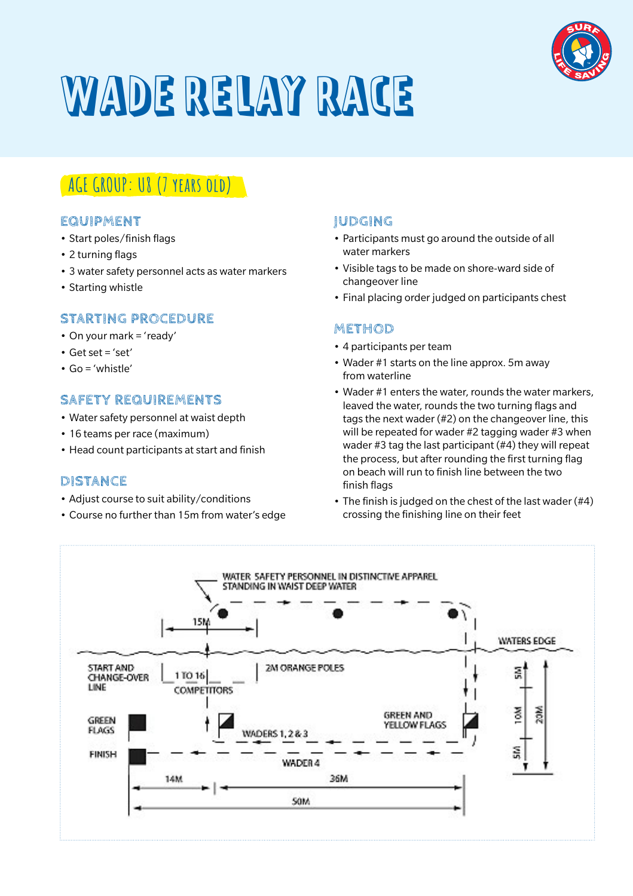# WADE RELAY RACE

## AGE GROUP: U8 (7 YEARS OLD)

### EQUIPMENT

- Start poles/finish flags
- 2 turning flags
- 3 water safety personnel acts as water markers
- Starting whistle

### STARTING PROCEDURE

- On your mark = 'ready'
- Get set = 'set'
- Go = 'whistle'

### SAFETY REQUIREMENTS

- Water safety personnel at waist depth
- 16 teams per race (maximum)
- Head count participants at start and finish

### DISTANCE

- Adjust course to suit ability/conditions
- Course no further than 15m from water's edge

### JUDGING

- Participants must go around the outside of all water markers
- Visible tags to be made on shore-ward side of changeover line
- Final placing order judged on participants chest

### METHOD

- 4 participants per team
- Wader #1 starts on the line approx. 5m away from waterline
- Wader #1 enters the water, rounds the water markers, leaved the water, rounds the two turning flags and tags the next wader (#2) on the changeover line, this will be repeated for wader #2 tagging wader #3 when wader #3 tag the last participant (#4) they will repeat the process, but after rounding the first turning flag on beach will run to finish line between the two finish flags
- The finish is judged on the chest of the last wader (#4) crossing the finishing line on their feet

WATER SAFETY PERSONNEL IN DISTINCTIVE APPAREL STANDING IN WAIST DEEP WATER

15M

WATERS EDGE

START AND CHANGE-OVER LINE

1 TO 16 COMPETITORS

2M ORANGE POLES

GREEN FLAGS

WADERS 1, 2 & 3

GREEN AND YELLOW FLAGS

FINISH

WADER 4

5M

10M

5M

20M

14M

36M

50M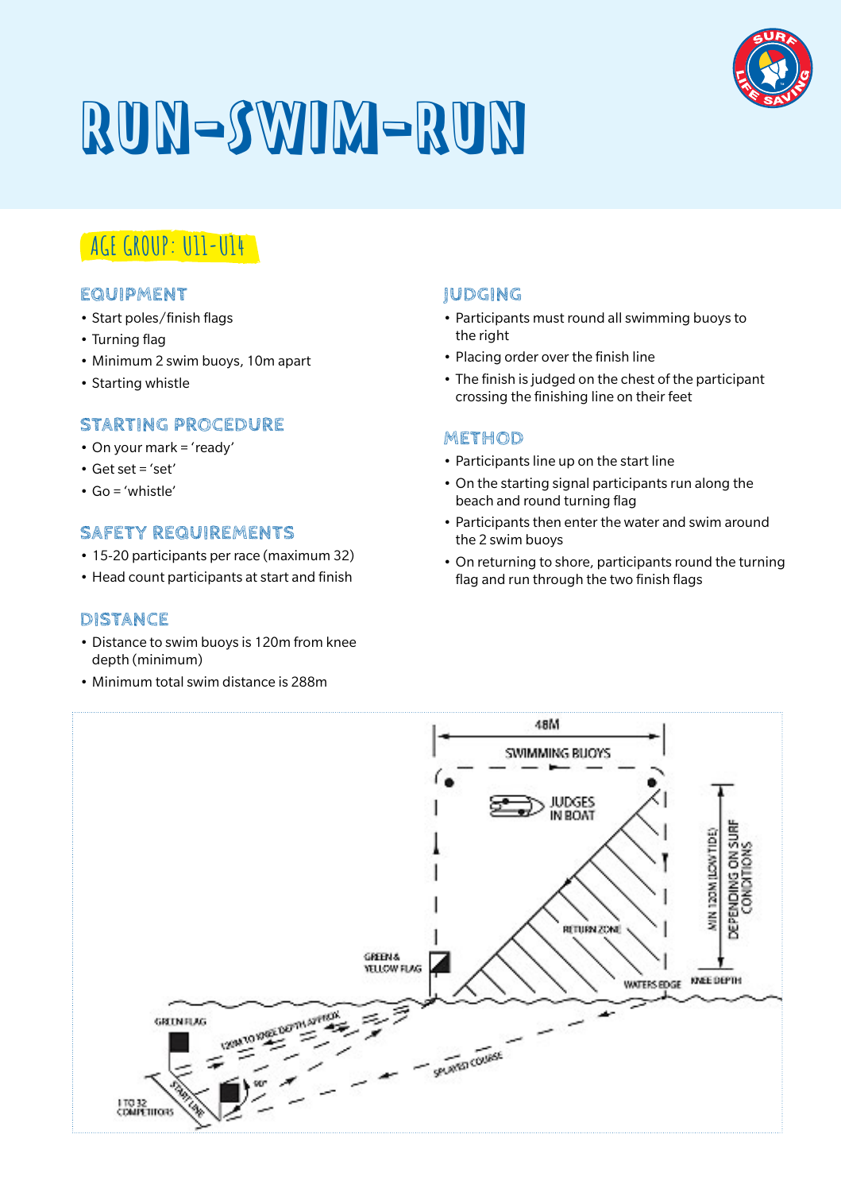# RUN-SWIM-RUN

## AGE GROUP: U11-U14

### EQUIPMENT

- Start poles/finish flags
- Turning flag
- Minimum 2 swim buoys, 10m apart
- Starting whistle

### STARTING PROCEDURE

- On your mark = 'ready'
- Get set = 'set'
- Go = 'whistle'

### SAFETY REQUIREMENTS

- 15-20 participants per race (maximum 32)
- Head count participants at start and finish

### DISTANCE

- Distance to swim buoys is 120m from knee depth (minimum)
- Minimum total swim distance is 288m

### JUDGING

- Participants must round all swimming buoys to the right
- Placing order over the finish line
- The finish is judged on the chest of the participant crossing the finishing line on their feet

### METHOD

- Participants line up on the start line
- On the starting signal participants run along the beach and round turning flag
- Participants then enter the water and swim around the 2 swim buoys
- On returning to shore, participants round the turning flag and run through the two finish flags

48M

SWIMMING BUOYS

JUDGES IN BOAT

MIN 120M (LOW TIDE) DEPENDING ON SURF CONDITIONS

RETURN ZONE

GREEN & YELLOW FLAG

WATERS EDGE

KNEE DEPTH

GREEN FLAG

120M TO KNEE DEPTH APPROX

SPLAYED COURSE

START LINE

90°

1 TO 32 COMPETITORS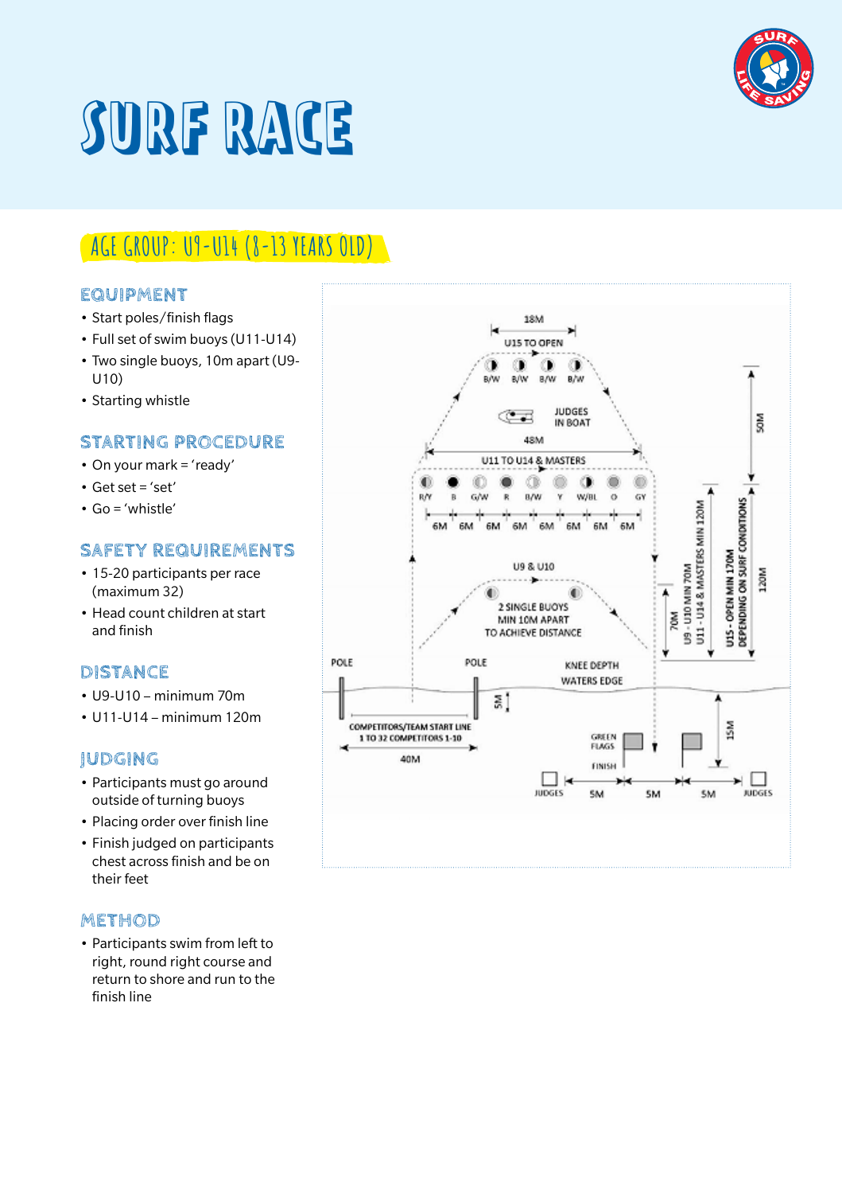# SURF RACE

## AGE GROUP: U9-U14 (8-13 YEARS OLD)

### EQUIPMENT

- Start poles/finish flags
- Full set of swim buoys (U11-U14)
- Two single buoys, 10m apart (U9-U10)
- Starting whistle

### STARTING PROCEDURE

- On your mark = 'ready'
- Get set = 'set'
- Go = 'whistle'

### SAFETY REQUIREMENTS

- 15-20 participants per race (maximum 32)
- Head count children at start and finish

### DISTANCE

- U9-U10 – minimum 70m
- U11-U14 – minimum 120m

### JUDGING

- Participants must go around outside of turning buoys
- Placing order over finish line
- Finish judged on participants chest across finish and be on their feet

### METHOD

- Participants swim from left to right, round right course and return to shore and run to the finish line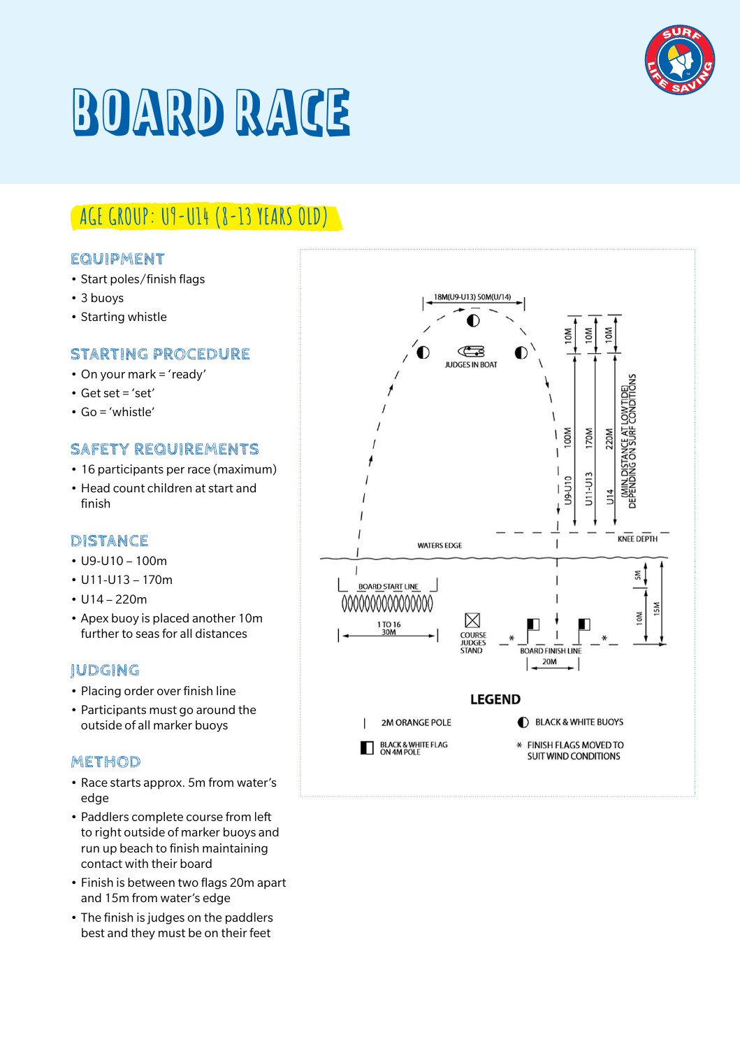# BOARD RACE

## AGE GROUP: U9-U14 (8-13 YEARS OLD)

### EQUIPMENT

- Start poles/finish flags
- 3 buoys
- Starting whistle

### STARTING PROCEDURE

- On your mark = 'ready'
- Get set = 'set'
- Go = 'whistle'

### SAFETY REQUIREMENTS

- 16 participants per race (maximum)
- Head count children at start and finish

### DISTANCE

- U9-U10 – 100m
- U11-U13 – 170m
- U14 – 220m
- Apex buoy is placed another 10m further to seas for all distances

### JUDGING

- Placing order over finish line
- Participants must go around the outside of all marker buoys

### METHOD

- Race starts approx. 5m from water's edge
- Paddlers complete course from left to right outside of marker buoys and run up beach to finish maintaining contact with their board
- Finish is between two flags 20m apart and 15m from water's edge
- The finish is judges on the paddlers best and they must be on their feet

18M(U9-U13) 50M(U/14)

JUDGES IN BOAT

10M 10M 10M

U9-U10 100M

U11-U13 170M

U14 220M

(MIN DISTANCE AT LOW TIDE) DEPENDING ON SURF CONDITIONS

KNEE DEPTH

WATERS EDGE

BOARD START LINE

1 TO 16 30M

COURSE JUDGES STAND

BOARD FINISH LINE

20M

5M 10M 15M

**LEGEND**

| 2M ORANGE POLE

◐ BLACK & WHITE BUOYS

BLACK & WHITE FLAG ON 4M POLE

\* FINISH FLAGS MOVED TO SUIT WIND CONDITIONS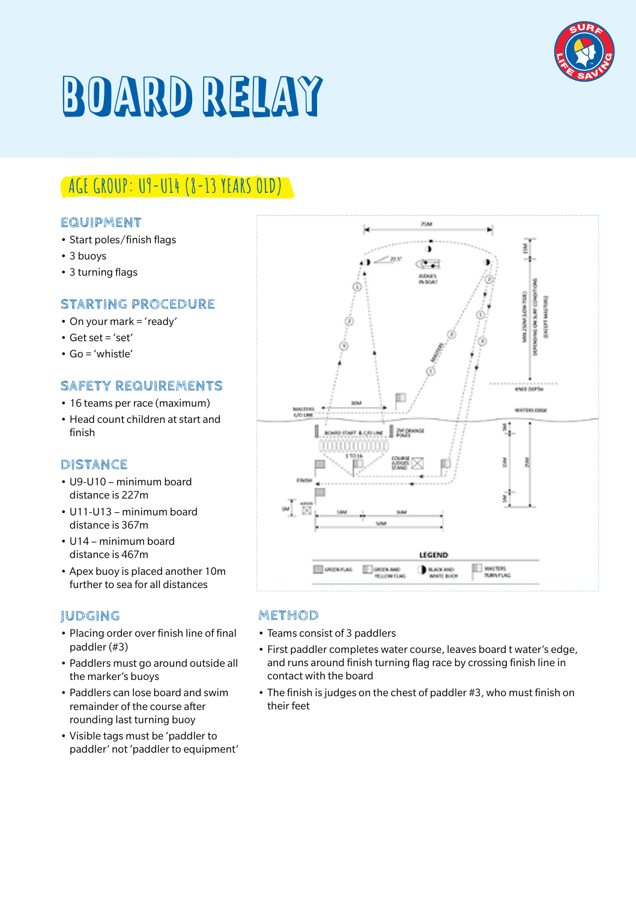# BOARD RELAY

## AGE GROUP: U9-U14 (8-13 YEARS OLD)

### EQUIPMENT

- Start poles/finish flags
- 3 buoys
- 3 turning flags

### STARTING PROCEDURE

- On your mark = 'ready'
- Get set = 'set'
- Go = 'whistle'

### SAFETY REQUIREMENTS

- 16 teams per race (maximum)
- Head count children at start and finish

### DISTANCE

- U9-U10 – minimum board distance is 227m
- U11-U13 – minimum board distance is 367m
- U14 – minimum board distance is 467m
- Apex buoy is placed another 10m further to sea for all distances

### JUDGING

- Placing order over finish line of final paddler (#3)
- Paddlers must go around outside all the marker's buoys
- Paddlers can lose board and swim remainder of the course after rounding last turning buoy
- Visible tags must be 'paddler to paddler' not 'paddler to equipment'

### METHOD

- Teams consist of 3 paddlers
- First paddler completes water course, leaves board t water's edge, and runs around finish turning flag race by crossing finish line in contact with the board
- The finish is judges on the chest of paddler #3, who must finish on their feet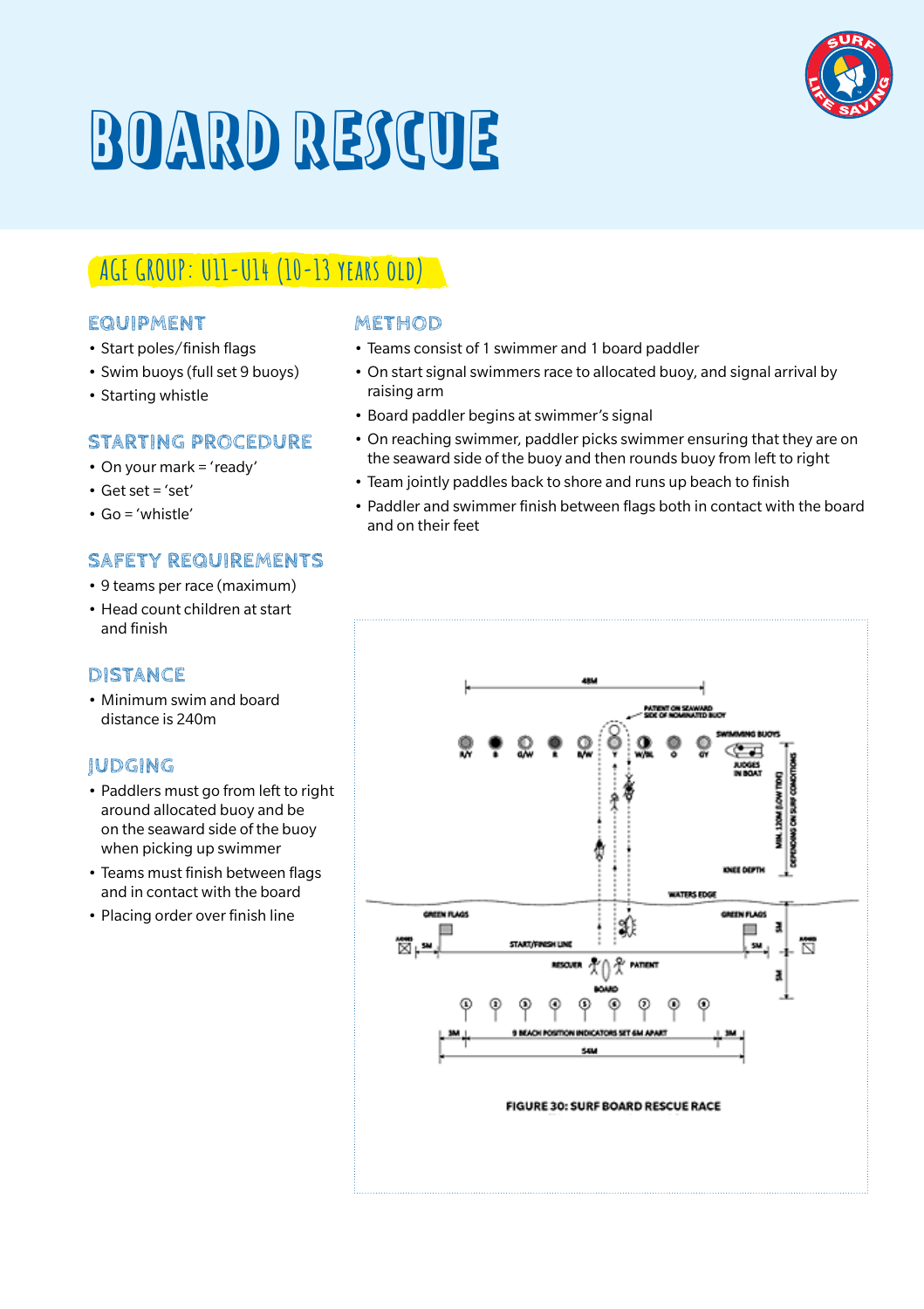# BOARD RESCUE

## AGE GROUP: U11-U14 (10-13 YEARS OLD)

### EQUIPMENT

- Start poles/finish flags
- Swim buoys (full set 9 buoys)
- Starting whistle

### STARTING PROCEDURE

- On your mark = 'ready'
- Get set = 'set'
- Go = 'whistle'

### SAFETY REQUIREMENTS

- 9 teams per race (maximum)
- Head count children at start and finish

### DISTANCE

- Minimum swim and board distance is 240m

### JUDGING

- Paddlers must go from left to right around allocated buoy and be on the seaward side of the buoy when picking up swimmer
- Teams must finish between flags and in contact with the board
- Placing order over finish line

### METHOD

- Teams consist of 1 swimmer and 1 board paddler
- On start signal swimmers race to allocated buoy, and signal arrival by raising arm
- Board paddler begins at swimmer's signal
- On reaching swimmer, paddler picks swimmer ensuring that they are on the seaward side of the buoy and then rounds buoy from left to right
- Team jointly paddles back to shore and runs up beach to finish
- Paddler and swimmer finish between flags both in contact with the board and on their feet

FIGURE 30: SURF BOARD RESCUE RACE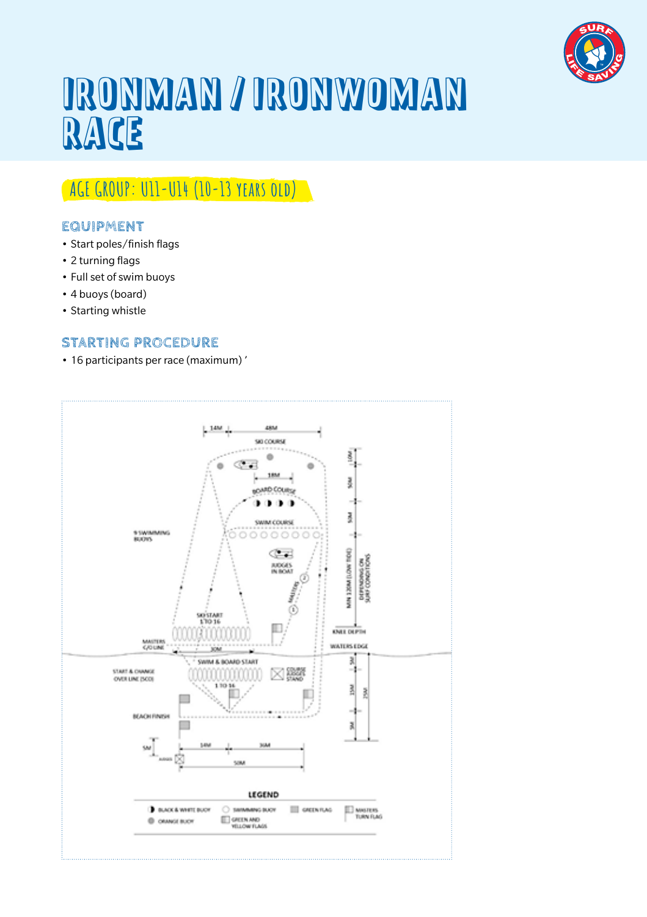# IRONMAN / IRONWOMAN RACE

## AGE GROUP: U11-U14 (10-13 YEARS OLD)

### EQUIPMENT

- Start poles/finish flags
- 2 turning flags
- Full set of swim buoys
- 4 buoys (board)
- Starting whistle

### STARTING PROCEDURE

- 16 participants per race (maximum) '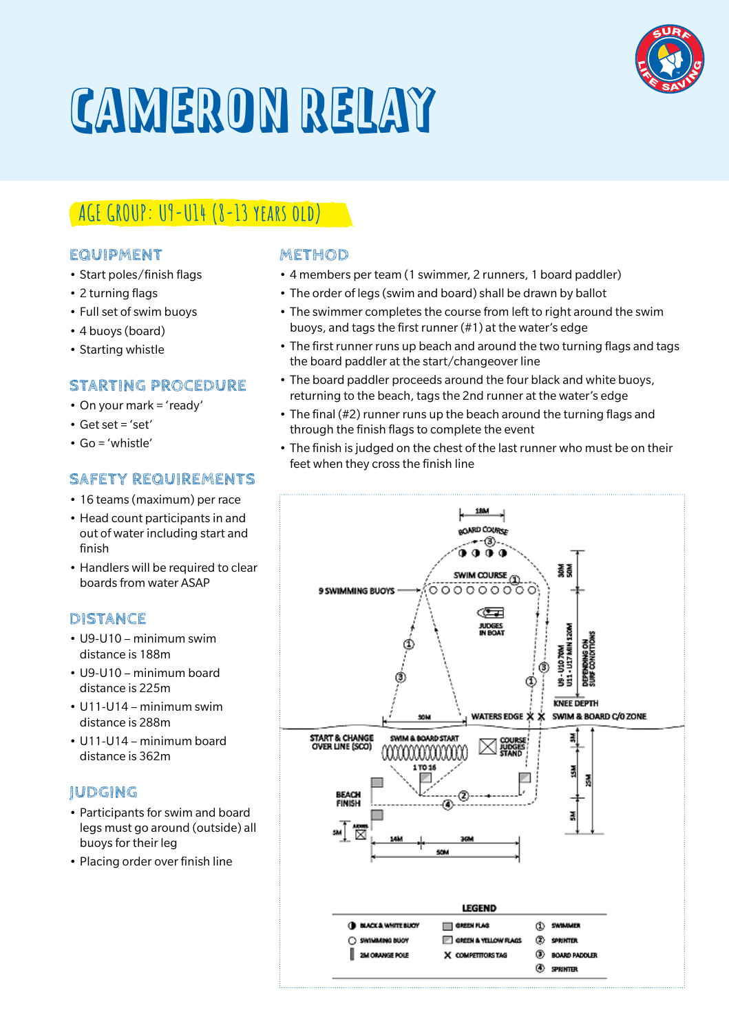# CAMERON RELAY

## AGE GROUP: U9–U14 (8–13 YEARS OLD)

### EQUIPMENT

- Start poles/finish flags
- 2 turning flags
- Full set of swim buoys
- 4 buoys (board)
- Starting whistle

### STARTING PROCEDURE

- On your mark = 'ready'
- Get set = 'set'
- Go = 'whistle'

### SAFETY REQUIREMENTS

- 16 teams (maximum) per race
- Head count participants in and out of water including start and finish
- Handlers will be required to clear boards from water ASAP

### DISTANCE

- U9-U10 – minimum swim distance is 188m
- U9-U10 – minimum board distance is 225m
- U11-U14 – minimum swim distance is 288m
- U11-U14 – minimum board distance is 362m

### JUDGING

- Participants for swim and board legs must go around (outside) all buoys for their leg
- Placing order over finish line

### METHOD

- 4 members per team (1 swimmer, 2 runners, 1 board paddler)
- The order of legs (swim and board) shall be drawn by ballot
- The swimmer completes the course from left to right around the swim buoys, and tags the first runner (#1) at the water's edge
- The first runner runs up beach and around the two turning flags and tags the board paddler at the start/changeover line
- The board paddler proceeds around the four black and white buoys, returning to the beach, tags the 2nd runner at the water's edge
- The final (#2) runner runs up the beach around the turning flags and through the finish flags to complete the event
- The finish is judged on the chest of the last runner who must be on their feet when they cross the finish line

18M
BOARD COURSE
SWIM COURSE
9 SWIMMING BUOYS
JUDGES IN BOAT
30M
50M
U9 - U10 70M
U11 - U17 MIN 120M
DEPENDING ON SURF CONDITIONS
KNEE DEPTH
50M
WATERS EDGE
SWIM & BOARD C/O ZONE
START & CHANGE OVER LINE (SCO)
SWIM & BOARD START
1 TO 16
COURSE JUDGES STAND
3M
15M
25M
5M
BEACH FINISH
5M
JUDGES
14M
36M
50M

LEGEND
BLACK & WHITE BUOY
SWIMMING BUOY
2M ORANGE POLE
GREEN FLAG
GREEN & YELLOW FLAGS
COMPETITORS TAG
① SWIMMER
② SPRINTER
③ BOARD PADDLER
④ SPRINTER